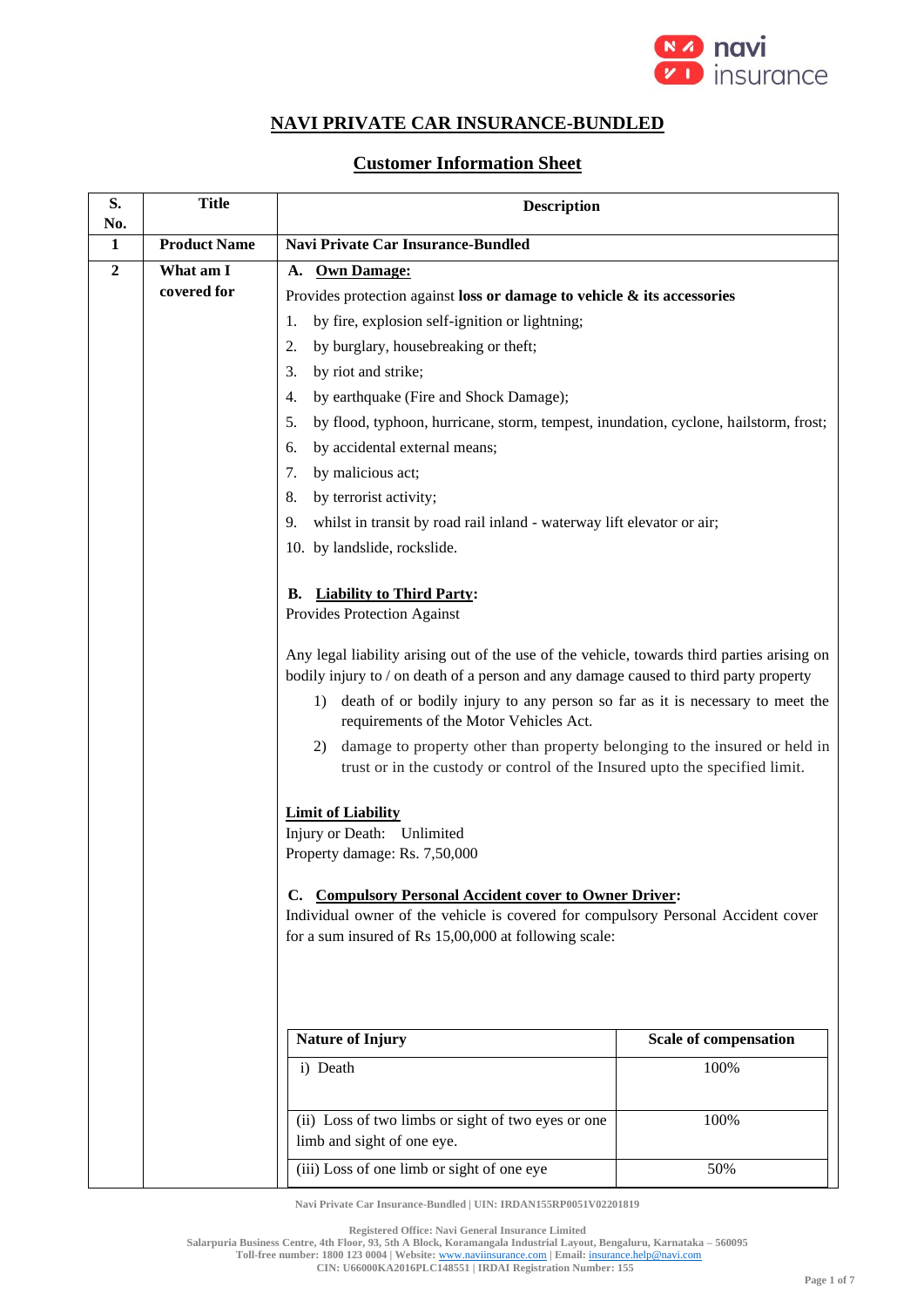# NAVI PRIVATE CAR INSURANCE-BUNDLED

## Customer Information Sheet

| S. No. | Title | Description |
|---|---|---|
| 1 | **Product Name** | **Navi Private Car Insurance-Bundled** |
| 2 | **What am I covered for** | **A. Own Damage:**<br>Provides protection against **loss or damage to vehicle & its accessories**<br>1. by fire, explosion self-ignition or lightning;<br>2. by burglary, housebreaking or theft;<br>3. by riot and strike;<br>4. by earthquake (Fire and Shock Damage);<br>5. by flood, typhoon, hurricane, storm, tempest, inundation, cyclone, hailstorm, frost;<br>6. by accidental external means;<br>7. by malicious act;<br>8. by terrorist activity;<br>9. whilst in transit by road rail inland - waterway lift elevator or air;<br>10. by landslide, rockslide.<br><br>**B. Liability to Third Party:**<br>Provides Protection Against<br><br>Any legal liability arising out of the use of the vehicle, towards third parties arising on bodily injury to / on death of a person and any damage caused to third party property<br>1) death of or bodily injury to any person so far as it is necessary to meet the requirements of the Motor Vehicles Act.<br>2) damage to property other than property belonging to the insured or held in trust or in the custody or control of the Insured upto the specified limit.<br><br>**Limit of Liability**<br>Injury or Death: Unlimited<br>Property damage: Rs. 7,50,000<br><br>**C. Compulsory Personal Accident cover to Owner Driver:**<br>Individual owner of the vehicle is covered for compulsory Personal Accident cover for a sum insured of Rs 15,00,000 at following scale: |

| Nature of Injury | Scale of compensation |
|---|---|
| i) Death | 100% |
| (ii) Loss of two limbs or sight of two eyes or one limb and sight of one eye. | 100% |
| (iii) Loss of one limb or sight of one eye | 50% |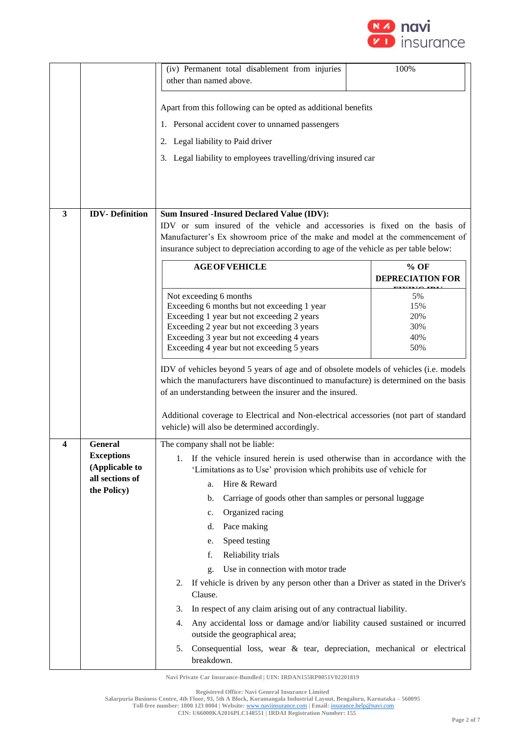| | | |
|---|---|---|
| | | (iv) Permanent total disablement from injuries other than named above. — 100%<br><br>Apart from this following can be opted as additional benefits<br>1. Personal accident cover to unnamed passengers<br>2. Legal liability to Paid driver<br>3. Legal liability to employees travelling/driving insured car |
| 3 | IDV- Definition | **Sum Insured -Insured Declared Value (IDV):**<br>IDV or sum insured of the vehicle and accessories is fixed on the basis of Manufacturer's Ex showroom price of the make and model at the commencement of insurance subject to depreciation according to age of the vehicle as per table below: |
| 4 | General Exceptions (Applicable to all sections of the Policy) | The company shall not be liable: |

**Table for Section 3 (IDV):**

| AGE OF VEHICLE | % OF DEPRECIATION FOR FIXING IDV |
|---|---|
| Not exceeding 6 months | 5% |
| Exceeding 6 months but not exceeding 1 year | 15% |
| Exceeding 1 year but not exceeding 2 years | 20% |
| Exceeding 2 year but not exceeding 3 years | 30% |
| Exceeding 3 year but not exceeding 4 years | 40% |
| Exceeding 4 year but not exceeding 5 years | 50% |

IDV of vehicles beyond 5 years of age and of obsolete models of vehicles (i.e. models which the manufacturers have discontinued to manufacture) is determined on the basis of an understanding between the insurer and the insured.

Additional coverage to Electrical and Non-electrical accessories (not part of standard vehicle) will also be determined accordingly.

**Section 4 – General Exceptions (Applicable to all sections of the Policy):**

The company shall not be liable:

1. If the vehicle insured herein is used otherwise than in accordance with the 'Limitations as to Use' provision which prohibits use of vehicle for
   a. Hire & Reward
   b. Carriage of goods other than samples or personal luggage
   c. Organized racing
   d. Pace making
   e. Speed testing
   f. Reliability trials
   g. Use in connection with motor trade
2. If vehicle is driven by any person other than a Driver as stated in the Driver's Clause.
3. In respect of any claim arising out of any contractual liability.
4. Any accidental loss or damage and/or liability caused sustained or incurred outside the geographical area;
5. Consequential loss, wear & tear, depreciation, mechanical or electrical breakdown.

Navi Private Car Insurance-Bundled | UIN: IRDAN155RP0051V02201819

Registered Office: Navi General Insurance Limited
Salarpuria Business Centre, 4th Floor, 93, 5th A Block, Koramangala Industrial Layout, Bengaluru, Karnataka – 560095
Toll-free number: 1800 123 0004 | Website: www.naviinsurance.com | Email: insurance.help@navi.com
CIN: U66000KA2016PLC148551 | IRDAI Registration Number: 155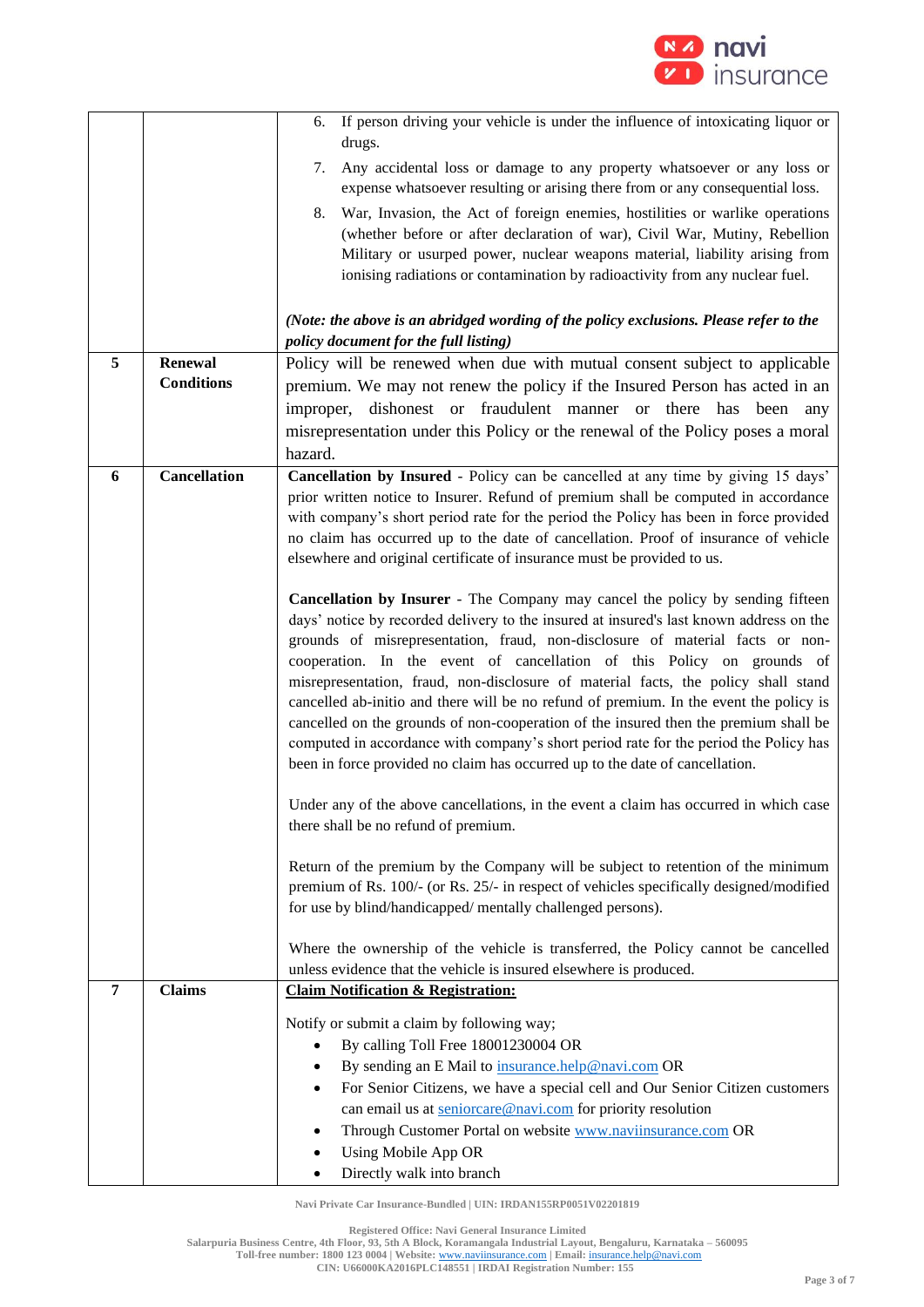| | | |
|---|---|---|
| | | 6. If person driving your vehicle is under the influence of intoxicating liquor or drugs.<br>7. Any accidental loss or damage to any property whatsoever or any loss or expense whatsoever resulting or arising there from or any consequential loss.<br>8. War, Invasion, the Act of foreign enemies, hostilities or warlike operations (whether before or after declaration of war), Civil War, Mutiny, Rebellion Military or usurped power, nuclear weapons material, liability arising from ionising radiations or contamination by radioactivity from any nuclear fuel.<br><br>***(Note: the above is an abridged wording of the policy exclusions. Please refer to the policy document for the full listing)*** |
| **5** | **Renewal Conditions** | Policy will be renewed when due with mutual consent subject to applicable premium. We may not renew the policy if the Insured Person has acted in an improper, dishonest or fraudulent manner or there has been any misrepresentation under this Policy or the renewal of the Policy poses a moral hazard. |
| **6** | **Cancellation** | **Cancellation by Insured** - Policy can be cancelled at any time by giving 15 days' prior written notice to Insurer. Refund of premium shall be computed in accordance with company's short period rate for the period the Policy has been in force provided no claim has occurred up to the date of cancellation. Proof of insurance of vehicle elsewhere and original certificate of insurance must be provided to us.<br><br>**Cancellation by Insurer** - The Company may cancel the policy by sending fifteen days' notice by recorded delivery to the insured at insured's last known address on the grounds of misrepresentation, fraud, non-disclosure of material facts or non-cooperation. In the event of cancellation of this Policy on grounds of misrepresentation, fraud, non-disclosure of material facts, the policy shall stand cancelled ab-initio and there will be no refund of premium. In the event the policy is cancelled on the grounds of non-cooperation of the insured then the premium shall be computed in accordance with company's short period rate for the period the Policy has been in force provided no claim has occurred up to the date of cancellation.<br><br>Under any of the above cancellations, in the event a claim has occurred in which case there shall be no refund of premium.<br><br>Return of the premium by the Company will be subject to retention of the minimum premium of Rs. 100/- (or Rs. 25/- in respect of vehicles specifically designed/modified for use by blind/handicapped/ mentally challenged persons).<br><br>Where the ownership of the vehicle is transferred, the Policy cannot be cancelled unless evidence that the vehicle is insured elsewhere is produced. |
| **7** | **Claims** | **Claim Notification & Registration:**<br><br>Notify or submit a claim by following way;<br>• By calling Toll Free 18001230004 OR<br>• By sending an E Mail to insurance.help@navi.com OR<br>• For Senior Citizens, we have a special cell and Our Senior Citizen customers can email us at seniorcare@navi.com for priority resolution<br>• Through Customer Portal on website www.naviinsurance.com OR<br>• Using Mobile App OR<br>• Directly walk into branch |

Navi Private Car Insurance-Bundled | UIN: IRDAN155RP0051V02201819

Registered Office: Navi General Insurance Limited
Salarpuria Business Centre, 4th Floor, 93, 5th A Block, Koramangala Industrial Layout, Bengaluru, Karnataka – 560095
Toll-free number: 1800 123 0004 | Website: www.naviinsurance.com | Email: insurance.help@navi.com
CIN: U66000KA2016PLC148551 | IRDAI Registration Number: 155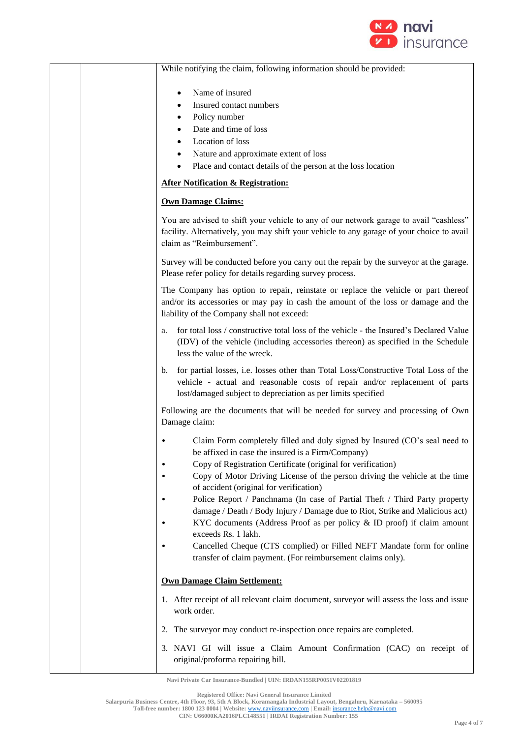| | | While notifying the claim, following information should be provided:<br><br>• Name of insured<br>• Insured contact numbers<br>• Policy number<br>• Date and time of loss<br>• Location of loss<br>• Nature and approximate extent of loss<br>• Place and contact details of the person at the loss location<br><br>**After Notification & Registration:**<br><br>**Own Damage Claims:**<br><br>You are advised to shift your vehicle to any of our network garage to avail "cashless" facility. Alternatively, you may shift your vehicle to any garage of your choice to avail claim as "Reimbursement".<br><br>Survey will be conducted before you carry out the repair by the surveyor at the garage. Please refer policy for details regarding survey process.<br><br>The Company has option to repair, reinstate or replace the vehicle or part thereof and/or its accessories or may pay in cash the amount of the loss or damage and the liability of the Company shall not exceed:<br><br>a. for total loss / constructive total loss of the vehicle - the Insured's Declared Value (IDV) of the vehicle (including accessories thereon) as specified in the Schedule less the value of the wreck.<br><br>b. for partial losses, i.e. losses other than Total Loss/Constructive Total Loss of the vehicle - actual and reasonable costs of repair and/or replacement of parts lost/damaged subject to depreciation as per limits specified<br><br>Following are the documents that will be needed for survey and processing of Own Damage claim:<br><br>• Claim Form completely filled and duly signed by Insured (CO's seal need to be affixed in case the insured is a Firm/Company)<br>• Copy of Registration Certificate (original for verification)<br>• Copy of Motor Driving License of the person driving the vehicle at the time of accident (original for verification)<br>• Police Report / Panchnama (In case of Partial Theft / Third Party property damage / Death / Body Injury / Damage due to Riot, Strike and Malicious act)<br>• KYC documents (Address Proof as per policy & ID proof) if claim amount exceeds Rs. 1 lakh.<br>• Cancelled Cheque (CTS complied) or Filled NEFT Mandate form for online transfer of claim payment. (For reimbursement claims only).<br><br>**Own Damage Claim Settlement:**<br><br>1. After receipt of all relevant claim document, surveyor will assess the loss and issue work order.<br><br>2. The surveyor may conduct re-inspection once repairs are completed.<br><br>3. NAVI GI will issue a Claim Amount Confirmation (CAC) on receipt of original/proforma repairing bill. |
|---|---|---|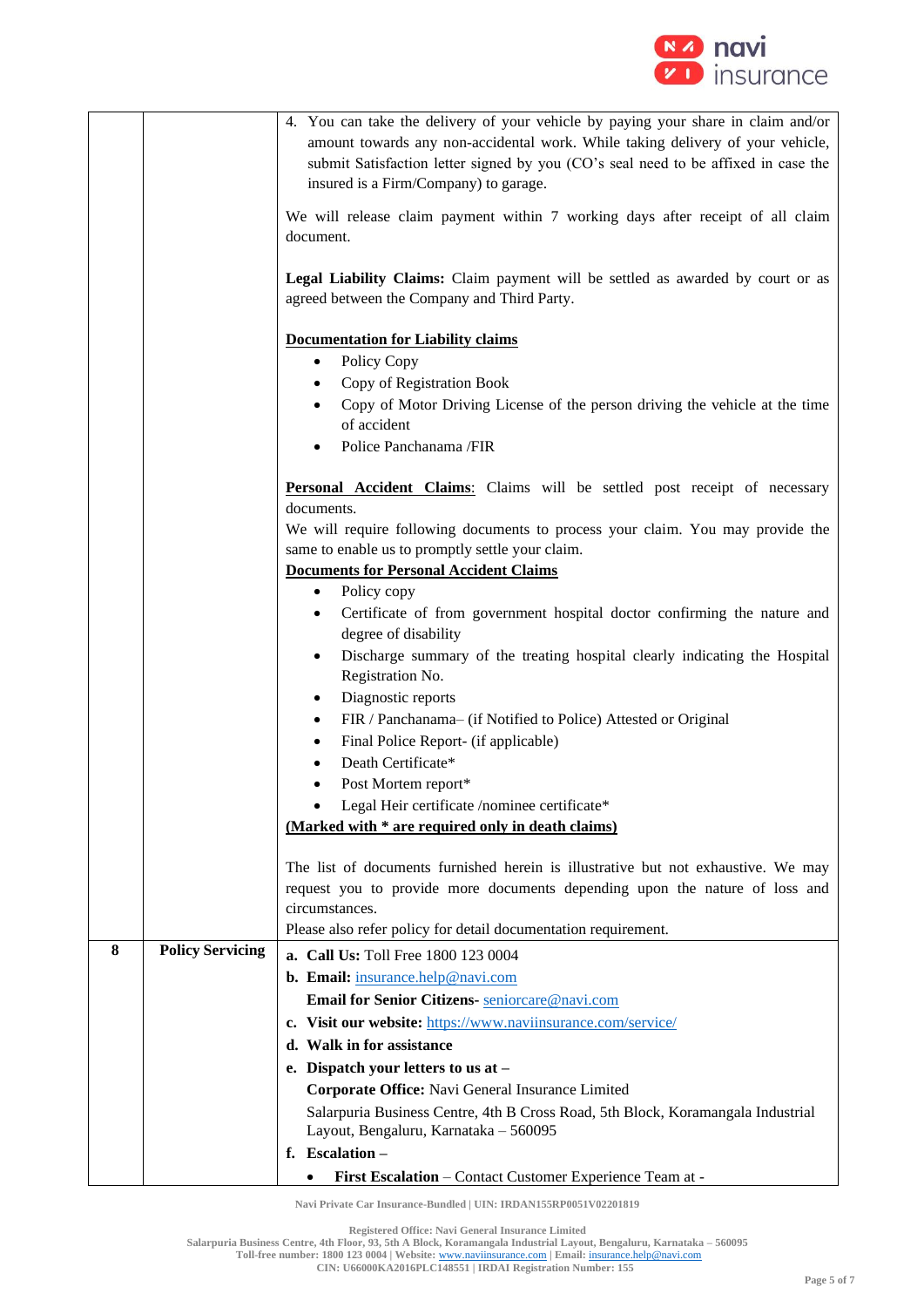| | | |
|---|---|---|
| | | 4. You can take the delivery of your vehicle by paying your share in claim and/or amount towards any non-accidental work. While taking delivery of your vehicle, submit Satisfaction letter signed by you (CO's seal need to be affixed in case the insured is a Firm/Company) to garage.<br><br>We will release claim payment within 7 working days after receipt of all claim document.<br><br>**Legal Liability Claims:** Claim payment will be settled as awarded by court or as agreed between the Company and Third Party.<br><br>**<u>Documentation for Liability claims</u>**<br>• Policy Copy<br>• Copy of Registration Book<br>• Copy of Motor Driving License of the person driving the vehicle at the time of accident<br>• Police Panchanama /FIR<br><br>**<u>Personal Accident Claims</u>**: Claims will be settled post receipt of necessary documents.<br>We will require following documents to process your claim. You may provide the same to enable us to promptly settle your claim.<br>**<u>Documents for Personal Accident Claims</u>**<br>• Policy copy<br>• Certificate of from government hospital doctor confirming the nature and degree of disability<br>• Discharge summary of the treating hospital clearly indicating the Hospital Registration No.<br>• Diagnostic reports<br>• FIR / Panchanama– (if Notified to Police) Attested or Original<br>• Final Police Report- (if applicable)<br>• Death Certificate*<br>• Post Mortem report*<br>• Legal Heir certificate /nominee certificate*<br>**<u>(Marked with * are required only in death claims)</u>**<br><br>The list of documents furnished herein is illustrative but not exhaustive. We may request you to provide more documents depending upon the nature of loss and circumstances.<br>Please also refer policy for detail documentation requirement. |
| **8** | **Policy Servicing** | **a. Call Us:** Toll Free 1800 123 0004<br>**b. Email:** insurance.help@navi.com<br>**Email for Senior Citizens-** seniorcare@navi.com<br>**c. Visit our website:** https://www.naviinsurance.com/service/<br>**d. Walk in for assistance**<br>**e. Dispatch your letters to us at –**<br>**Corporate Office:** Navi General Insurance Limited<br>Salarpuria Business Centre, 4th B Cross Road, 5th Block, Koramangala Industrial Layout, Bengaluru, Karnataka – 560095<br>**f. Escalation –**<br>• **First Escalation** – Contact Customer Experience Team at - |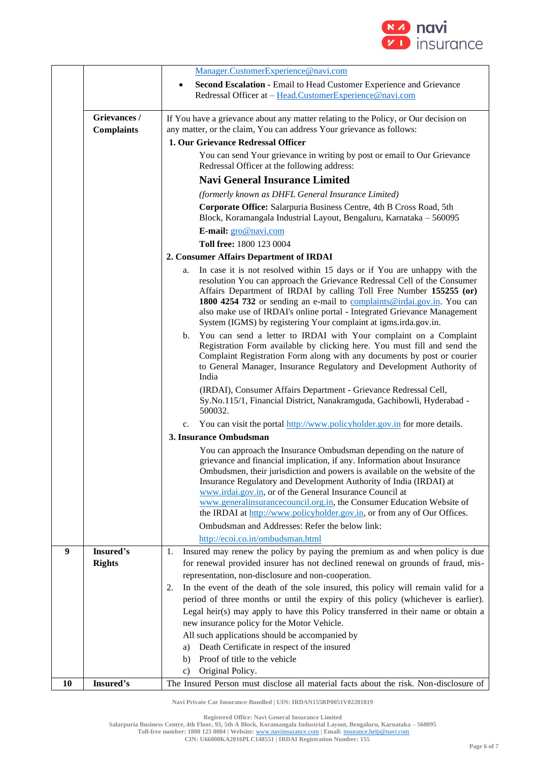| | | |
|---|---|---|
| | | Manager.CustomerExperience@navi.com<br>• **Second Escalation** - Email to Head Customer Experience and Grievance Redressal Officer at – Head.CustomerExperience@navi.com |
| | **Grievances / Complaints** | If You have a grievance about any matter relating to the Policy, or Our decision on any matter, or the claim, You can address Your grievance as follows:<br>**1. Our Grievance Redressal Officer**<br>You can send Your grievance in writing by post or email to Our Grievance Redressal Officer at the following address:<br>**Navi General Insurance Limited**<br>*(formerly known as DHFL General Insurance Limited)*<br>**Corporate Office:** Salarpuria Business Centre, 4th B Cross Road, 5th Block, Koramangala Industrial Layout, Bengaluru, Karnataka – 560095<br>**E-mail:** gro@navi.com<br>**Toll free:** 1800 123 0004<br>**2. Consumer Affairs Department of IRDAI**<br>a. In case it is not resolved within 15 days or if You are unhappy with the resolution You can approach the Grievance Redressal Cell of the Consumer Affairs Department of IRDAI by calling Toll Free Number **155255 (or) 1800 4254 732** or sending an e-mail to complaints@irdai.gov.in. You can also make use of IRDAI's online portal - Integrated Grievance Management System (IGMS) by registering Your complaint at igms.irda.gov.in.<br>b. You can send a letter to IRDAI with Your complaint on a Complaint Registration Form available by clicking here. You must fill and send the Complaint Registration Form along with any documents by post or courier to General Manager, Insurance Regulatory and Development Authority of India<br>(IRDAI), Consumer Affairs Department - Grievance Redressal Cell, Sy.No.115/1, Financial District, Nanakramguda, Gachibowli, Hyderabad - 500032.<br>c. You can visit the portal http://www.policyholder.gov.in for more details.<br>**3. Insurance Ombudsman**<br>You can approach the Insurance Ombudsman depending on the nature of grievance and financial implication, if any. Information about Insurance Ombudsmen, their jurisdiction and powers is available on the website of the Insurance Regulatory and Development Authority of India (IRDAI) at www.irdai.gov.in, or of the General Insurance Council at www.generalinsurancecouncil.org.in, the Consumer Education Website of the IRDAI at http://www.policyholder.gov.in, or from any of Our Offices.<br>Ombudsman and Addresses: Refer the below link:<br>http://ecoi.co.in/ombudsman.html |
| **9** | **Insured's Rights** | 1. Insured may renew the policy by paying the premium as and when policy is due for renewal provided insurer has not declined renewal on grounds of fraud, mis-representation, non-disclosure and non-cooperation.<br>2. In the event of the death of the sole insured, this policy will remain valid for a period of three months or until the expiry of this policy (whichever is earlier). Legal heir(s) may apply to have this Policy transferred in their name or obtain a new insurance policy for the Motor Vehicle.<br>All such applications should be accompanied by<br>a) Death Certificate in respect of the insured<br>b) Proof of title to the vehicle<br>c) Original Policy. |
| **10** | **Insured's** | The Insured Person must disclose all material facts about the risk. Non-disclosure of |

Navi Private Car Insurance-Bundled | UIN: IRDAN155RP0051V02201819

Registered Office: Navi General Insurance Limited
Salarpuria Business Centre, 4th Floor, 93, 5th A Block, Koramangala Industrial Layout, Bengaluru, Karnataka – 560095
Toll-free number: 1800 123 0004 | Website: www.naviinsurance.com | Email: insurance.help@navi.com
CIN: U66000KA2016PLC148551 | IRDAI Registration Number: 155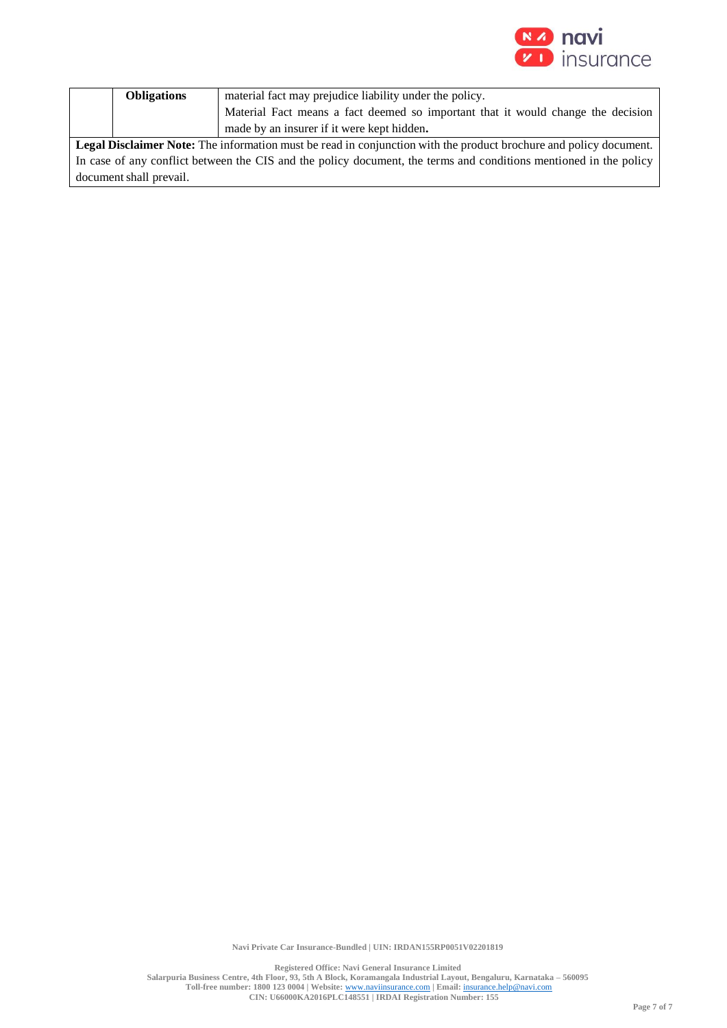| | | |
|---|---|---|
| | **Obligations** | material fact may prejudice liability under the policy. Material Fact means a fact deemed so important that it would change the decision made by an insurer if it were kept hidden**.** |
| **Legal Disclaimer Note:** The information must be read in conjunction with the product brochure and policy document. In case of any conflict between the CIS and the policy document, the terms and conditions mentioned in the policy document shall prevail. | | |